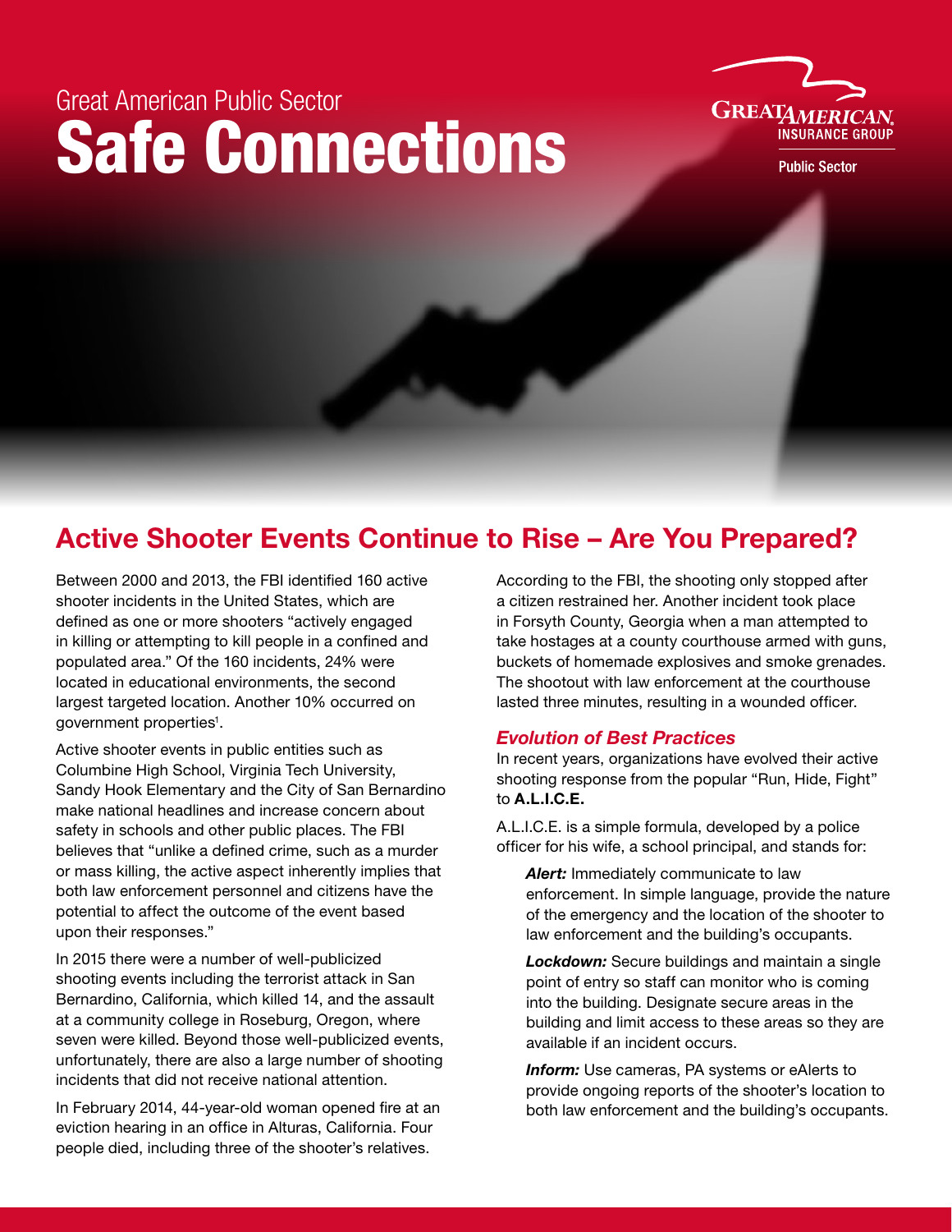Great American Public Sector

# Safe Connections

## Active Shooter Events Continue to Rise – Are You Prepared?

Between 2000 and 2013, the FBI identified 160 active shooter incidents in the United States, which are defined as one or more shooters "actively engaged in killing or attempting to kill people in a confined and populated area." Of the 160 incidents, 24% were located in educational environments, the second largest targeted location. Another 10% occurred on government properties[1].

Active shooter events in public entities such as Columbine High School, Virginia Tech University, Sandy Hook Elementary and the City of San Bernardino make national headlines and increase concern about safety in schools and other public places. The FBI believes that "unlike a defined crime, such as a murder or mass killing, the active aspect inherently implies that both law enforcement personnel and citizens have the potential to affect the outcome of the event based upon their responses."

In 2015 there were a number of well-publicized shooting events including the terrorist attack in San Bernardino, California, which killed 14, and the assault at a community college in Roseburg, Oregon, where seven were killed. Beyond those well-publicized events, unfortunately, there are also a large number of shooting incidents that did not receive national attention.

In February 2014, 44-year-old woman opened fire at an eviction hearing in an office in Alturas, California. Four people died, including three of the shooter's relatives. According to the FBI, the shooting only stopped after a citizen restrained her. Another incident took place in Forsyth County, Georgia when a man attempted to take hostages at a county courthouse armed with guns, buckets of homemade explosives and smoke grenades. The shootout with law enforcement at the courthouse lasted three minutes, resulting in a wounded officer.

### *Evolution of Best Practices*

In recent years, organizations have evolved their active shooting response from the popular "Run, Hide, Fight" to **A.L.I.C.E.**

A.L.I.C.E. is a simple formula, developed by a police officer for his wife, a school principal, and stands for:

***Alert:*** Immediately communicate to law enforcement. In simple language, provide the nature of the emergency and the location of the shooter to law enforcement and the building's occupants.

***Lockdown:*** Secure buildings and maintain a single point of entry so staff can monitor who is coming into the building. Designate secure areas in the building and limit access to these areas so they are available if an incident occurs.

***Inform:*** Use cameras, PA systems or eAlerts to provide ongoing reports of the shooter's location to both law enforcement and the building's occupants.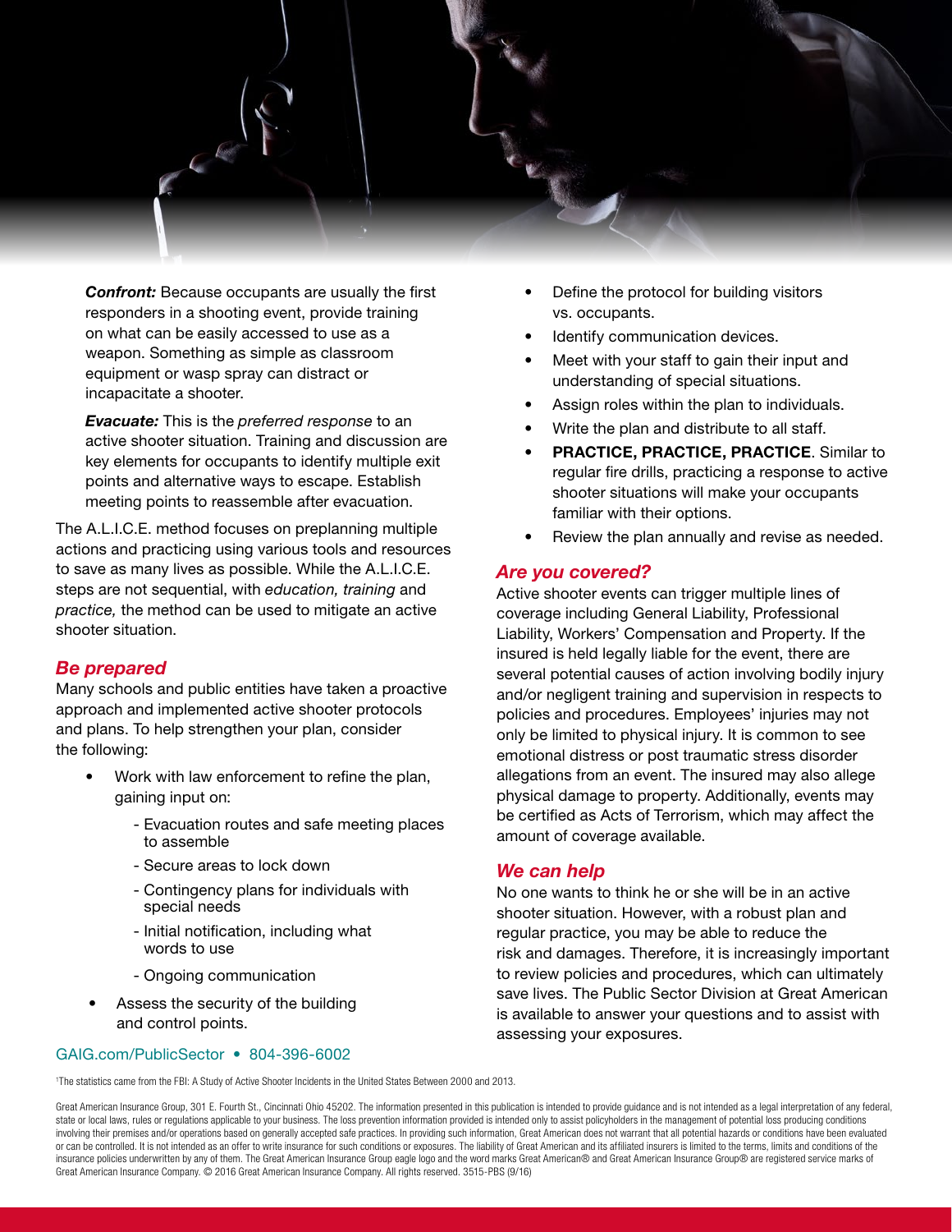***Confront:*** Because occupants are usually the first responders in a shooting event, provide training on what can be easily accessed to use as a weapon. Something as simple as classroom equipment or wasp spray can distract or incapacitate a shooter.

***Evacuate:*** This is the *preferred response* to an active shooter situation. Training and discussion are key elements for occupants to identify multiple exit points and alternative ways to escape. Establish meeting points to reassemble after evacuation.

The A.L.I.C.E. method focuses on preplanning multiple actions and practicing using various tools and resources to save as many lives as possible. While the A.L.I.C.E. steps are not sequential, with *education, training* and *practice,* the method can be used to mitigate an active shooter situation.

## *Be prepared*

Many schools and public entities have taken a proactive approach and implemented active shooter protocols and plans. To help strengthen your plan, consider the following:

- Work with law enforcement to refine the plan, gaining input on:
  - Evacuation routes and safe meeting places to assemble
  - Secure areas to lock down
  - Contingency plans for individuals with special needs
  - Initial notification, including what words to use
  - Ongoing communication
- Assess the security of the building and control points.
- Define the protocol for building visitors vs. occupants.
- Identify communication devices.
- Meet with your staff to gain their input and understanding of special situations.
- Assign roles within the plan to individuals.
- Write the plan and distribute to all staff.
- **PRACTICE, PRACTICE, PRACTICE**. Similar to regular fire drills, practicing a response to active shooter situations will make your occupants familiar with their options.
- Review the plan annually and revise as needed.

## *Are you covered?*

Active shooter events can trigger multiple lines of coverage including General Liability, Professional Liability, Workers' Compensation and Property. If the insured is held legally liable for the event, there are several potential causes of action involving bodily injury and/or negligent training and supervision in respects to policies and procedures. Employees' injuries may not only be limited to physical injury. It is common to see emotional distress or post traumatic stress disorder allegations from an event. The insured may also allege physical damage to property. Additionally, events may be certified as Acts of Terrorism, which may affect the amount of coverage available.

## *We can help*

No one wants to think he or she will be in an active shooter situation. However, with a robust plan and regular practice, you may be able to reduce the risk and damages. Therefore, it is increasingly important to review policies and procedures, which can ultimately save lives. The Public Sector Division at Great American is available to answer your questions and to assist with assessing your exposures.

GAIG.com/PublicSector • 804-396-6002

[1]The statistics came from the FBI: A Study of Active Shooter Incidents in the United States Between 2000 and 2013.

Great American Insurance Group, 301 E. Fourth St., Cincinnati Ohio 45202. The information presented in this publication is intended to provide guidance and is not intended as a legal interpretation of any federal, state or local laws, rules or regulations applicable to your business. The loss prevention information provided is intended only to assist policyholders in the management of potential loss producing conditions involving their premises and/or operations based on generally accepted safe practices. In providing such information, Great American does not warrant that all potential hazards or conditions have been evaluated or can be controlled. It is not intended as an offer to write insurance for such conditions or exposures. The liability of Great American and its affiliated insurers is limited to the terms, limits and conditions of the insurance policies underwritten by any of them. The Great American Insurance Group eagle logo and the word marks Great American® and Great American Insurance Group® are registered service marks of Great American Insurance Company. © 2016 Great American Insurance Company. All rights reserved. 3515-PBS (9/16)